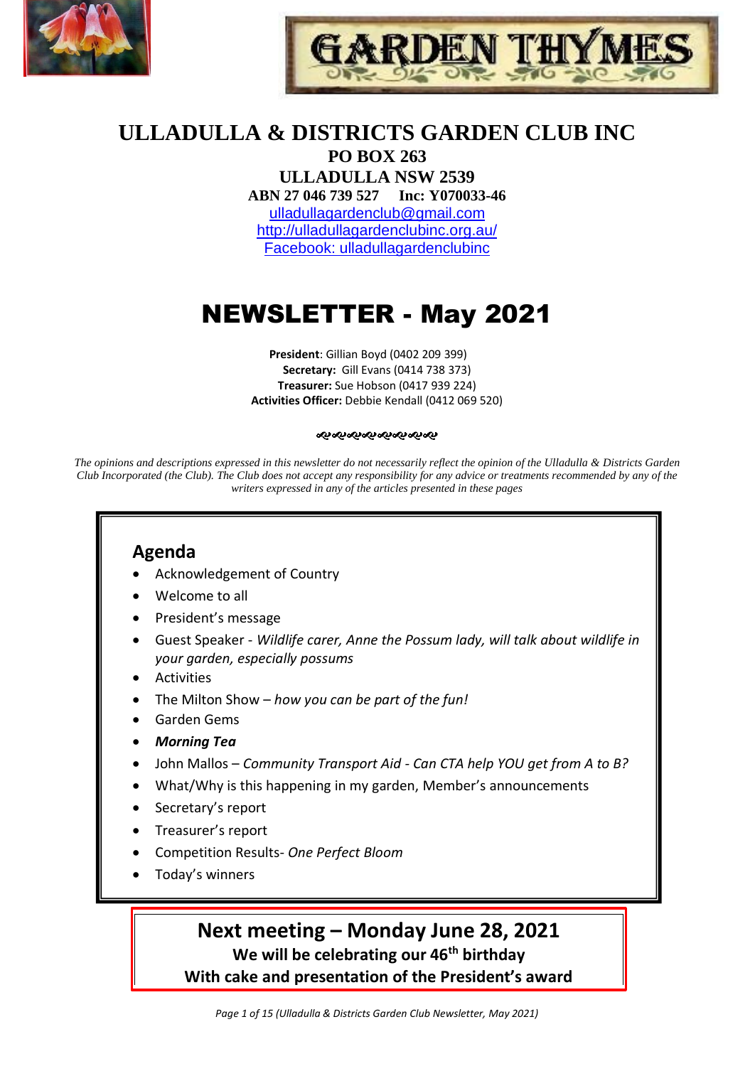GARDEN THYMES

# ULLADULLA & DISTRICTS GARDEN CLUB INC

**PO BOX 263**

**ULLADULLA NSW 2539**

**ABN 27 046 739 527 Inc: Y070033-46**

ulladullagardenclub@gmail.com

http://ulladullagardenclubinc.org.au/

Facebook: ulladullagardenclubinc

# NEWSLETTER - May 2021

**President**: Gillian Boyd (0402 209 399)

**Secretary:** Gill Evans (0414 738 373)

**Treasurer:** Sue Hobson (0417 939 224)

**Activities Officer:** Debbie Kendall (0412 069 520)

*The opinions and descriptions expressed in this newsletter do not necessarily reflect the opinion of the Ulladulla & Districts Garden Club Incorporated (the Club). The Club does not accept any responsibility for any advice or treatments recommended by any of the writers expressed in any of the articles presented in these pages*

## Agenda

- Acknowledgement of Country
- Welcome to all
- President's message
- Guest Speaker - *Wildlife carer, Anne the Possum lady, will talk about wildlife in your garden, especially possums*
- Activities
- The Milton Show – *how you can be part of the fun!*
- Garden Gems
- ***Morning Tea***
- John Mallos – *Community Transport Aid - Can CTA help YOU get from A to B?*
- What/Why is this happening in my garden, Member's announcements
- Secretary's report
- Treasurer's report
- Competition Results- *One Perfect Bloom*
- Today's winners

## Next meeting – Monday June 28, 2021

**We will be celebrating our 46th birthday**

**With cake and presentation of the President's award**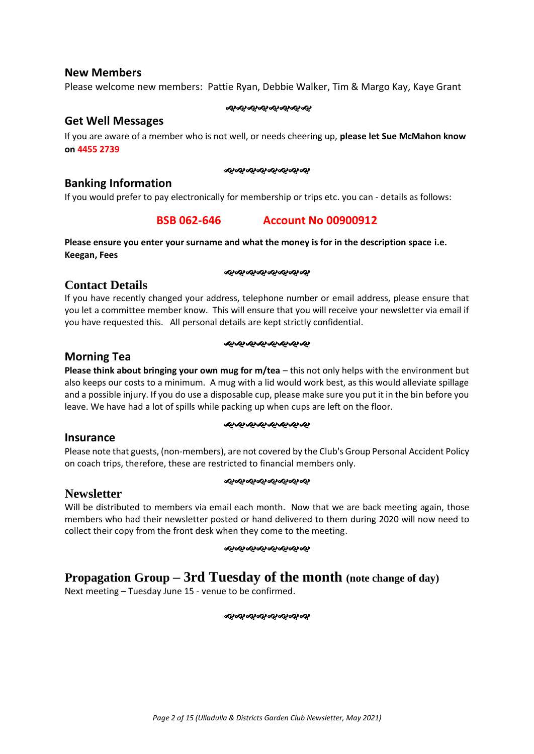## New Members

Please welcome new members: Pattie Ryan, Debbie Walker, Tim & Margo Kay, Kaye Grant

## Get Well Messages

If you are aware of a member who is not well, or needs cheering up, **please let Sue McMahon know on 4455 2739**

## Banking Information

If you would prefer to pay electronically for membership or trips etc. you can - details as follows:

**BSB 062-646 Account No 00900912**

**Please ensure you enter your surname and what the money is for in the description space i.e. Keegan, Fees**

## Contact Details

If you have recently changed your address, telephone number or email address, please ensure that you let a committee member know. This will ensure that you will receive your newsletter via email if you have requested this. All personal details are kept strictly confidential.

## Morning Tea

**Please think about bringing your own mug for m/tea** – this not only helps with the environment but also keeps our costs to a minimum. A mug with a lid would work best, as this would alleviate spillage and a possible injury. If you do use a disposable cup, please make sure you put it in the bin before you leave. We have had a lot of spills while packing up when cups are left on the floor.

## Insurance

Please note that guests, (non-members), are not covered by the Club's Group Personal Accident Policy on coach trips, therefore, these are restricted to financial members only.

## Newsletter

Will be distributed to members via email each month. Now that we are back meeting again, those members who had their newsletter posted or hand delivered to them during 2020 will now need to collect their copy from the front desk when they come to the meeting.

## Propagation Group – 3rd Tuesday of the month (note change of day)

Next meeting – Tuesday June 15 - venue to be confirmed.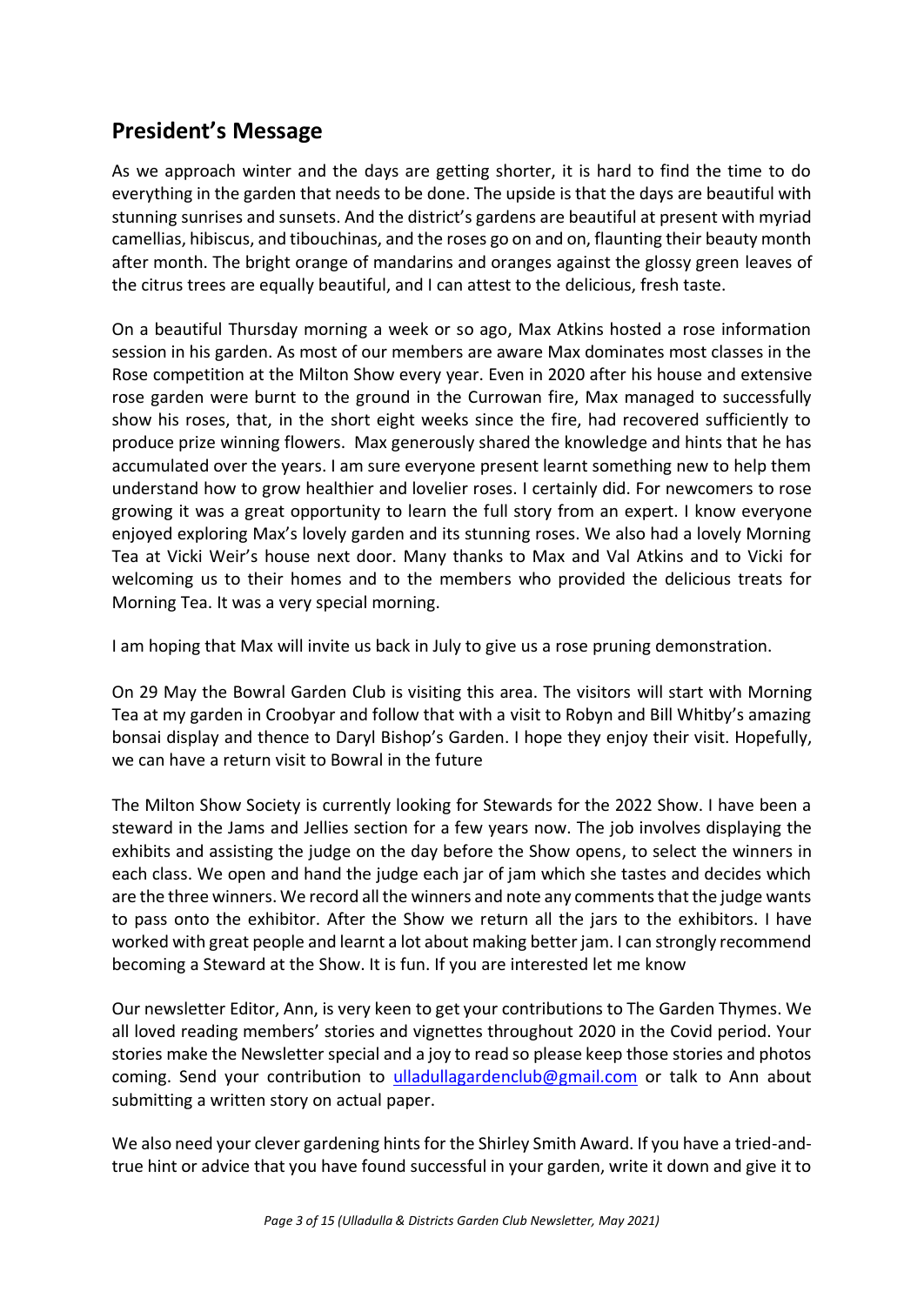## President's Message

As we approach winter and the days are getting shorter, it is hard to find the time to do everything in the garden that needs to be done. The upside is that the days are beautiful with stunning sunrises and sunsets. And the district's gardens are beautiful at present with myriad camellias, hibiscus, and tibouchinas, and the roses go on and on, flaunting their beauty month after month. The bright orange of mandarins and oranges against the glossy green leaves of the citrus trees are equally beautiful, and I can attest to the delicious, fresh taste.

On a beautiful Thursday morning a week or so ago, Max Atkins hosted a rose information session in his garden. As most of our members are aware Max dominates most classes in the Rose competition at the Milton Show every year. Even in 2020 after his house and extensive rose garden were burnt to the ground in the Currowan fire, Max managed to successfully show his roses, that, in the short eight weeks since the fire, had recovered sufficiently to produce prize winning flowers. Max generously shared the knowledge and hints that he has accumulated over the years. I am sure everyone present learnt something new to help them understand how to grow healthier and lovelier roses. I certainly did. For newcomers to rose growing it was a great opportunity to learn the full story from an expert. I know everyone enjoyed exploring Max's lovely garden and its stunning roses. We also had a lovely Morning Tea at Vicki Weir's house next door. Many thanks to Max and Val Atkins and to Vicki for welcoming us to their homes and to the members who provided the delicious treats for Morning Tea. It was a very special morning.

I am hoping that Max will invite us back in July to give us a rose pruning demonstration.

On 29 May the Bowral Garden Club is visiting this area. The visitors will start with Morning Tea at my garden in Croobyar and follow that with a visit to Robyn and Bill Whitby's amazing bonsai display and thence to Daryl Bishop's Garden. I hope they enjoy their visit. Hopefully, we can have a return visit to Bowral in the future

The Milton Show Society is currently looking for Stewards for the 2022 Show. I have been a steward in the Jams and Jellies section for a few years now. The job involves displaying the exhibits and assisting the judge on the day before the Show opens, to select the winners in each class. We open and hand the judge each jar of jam which she tastes and decides which are the three winners. We record all the winners and note any comments that the judge wants to pass onto the exhibitor. After the Show we return all the jars to the exhibitors. I have worked with great people and learnt a lot about making better jam. I can strongly recommend becoming a Steward at the Show. It is fun. If you are interested let me know

Our newsletter Editor, Ann, is very keen to get your contributions to The Garden Thymes. We all loved reading members' stories and vignettes throughout 2020 in the Covid period. Your stories make the Newsletter special and a joy to read so please keep those stories and photos coming. Send your contribution to ulladullagardenclub@gmail.com or talk to Ann about submitting a written story on actual paper.

We also need your clever gardening hints for the Shirley Smith Award. If you have a tried-and-true hint or advice that you have found successful in your garden, write it down and give it to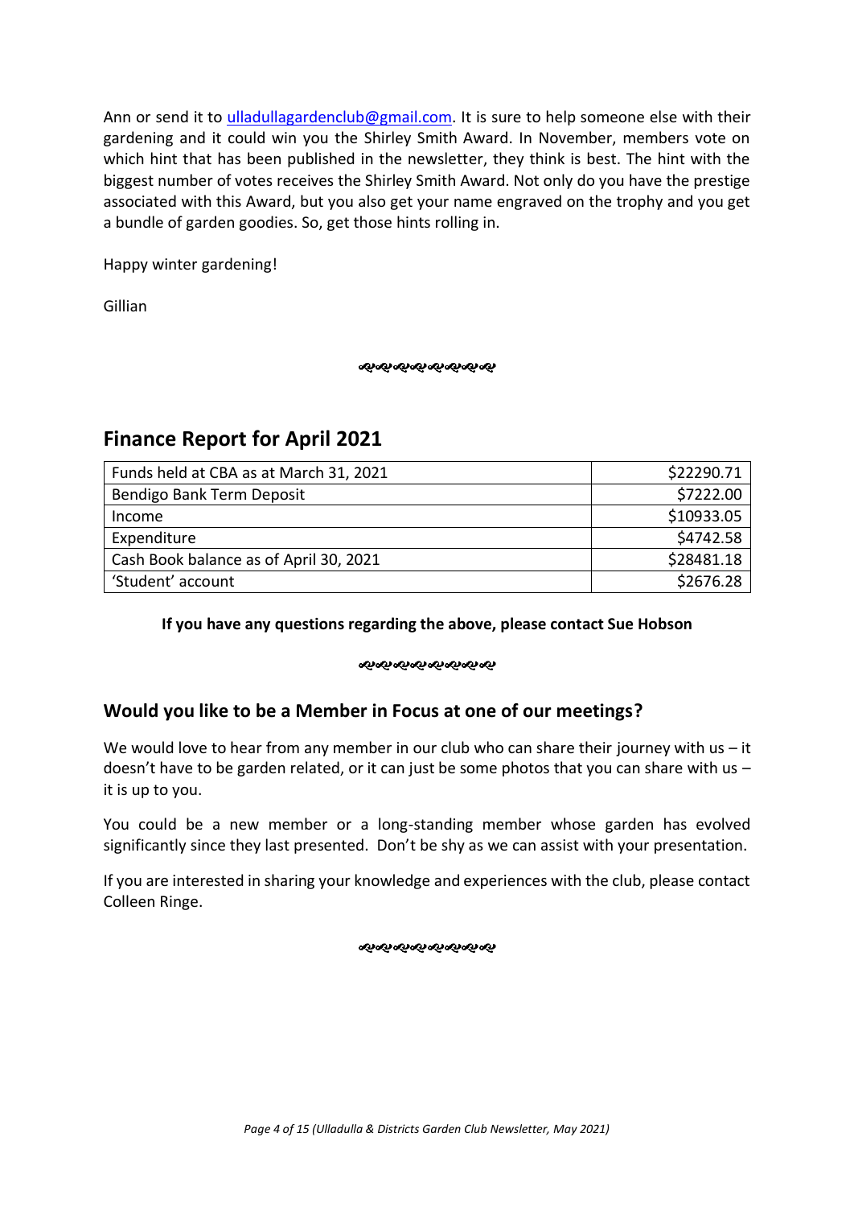Ann or send it to ulladullagardenclub@gmail.com. It is sure to help someone else with their gardening and it could win you the Shirley Smith Award. In November, members vote on which hint that has been published in the newsletter, they think is best. The hint with the biggest number of votes receives the Shirley Smith Award. Not only do you have the prestige associated with this Award, but you also get your name engraved on the trophy and you get a bundle of garden goodies. So, get those hints rolling in.

Happy winter gardening!

Gillian

## Finance Report for April 2021

| | |
|---|---|
| Funds held at CBA as at March 31, 2021 | \$22290.71 |
| Bendigo Bank Term Deposit | \$7222.00 |
| Income | \$10933.05 |
| Expenditure | \$4742.58 |
| Cash Book balance as of April 30, 2021 | \$28481.18 |
| 'Student' account | \$2676.28 |

**If you have any questions regarding the above, please contact Sue Hobson**

### Would you like to be a Member in Focus at one of our meetings?

We would love to hear from any member in our club who can share their journey with us – it doesn't have to be garden related, or it can just be some photos that you can share with us – it is up to you.

You could be a new member or a long-standing member whose garden has evolved significantly since they last presented. Don't be shy as we can assist with your presentation.

If you are interested in sharing your knowledge and experiences with the club, please contact Colleen Ringe.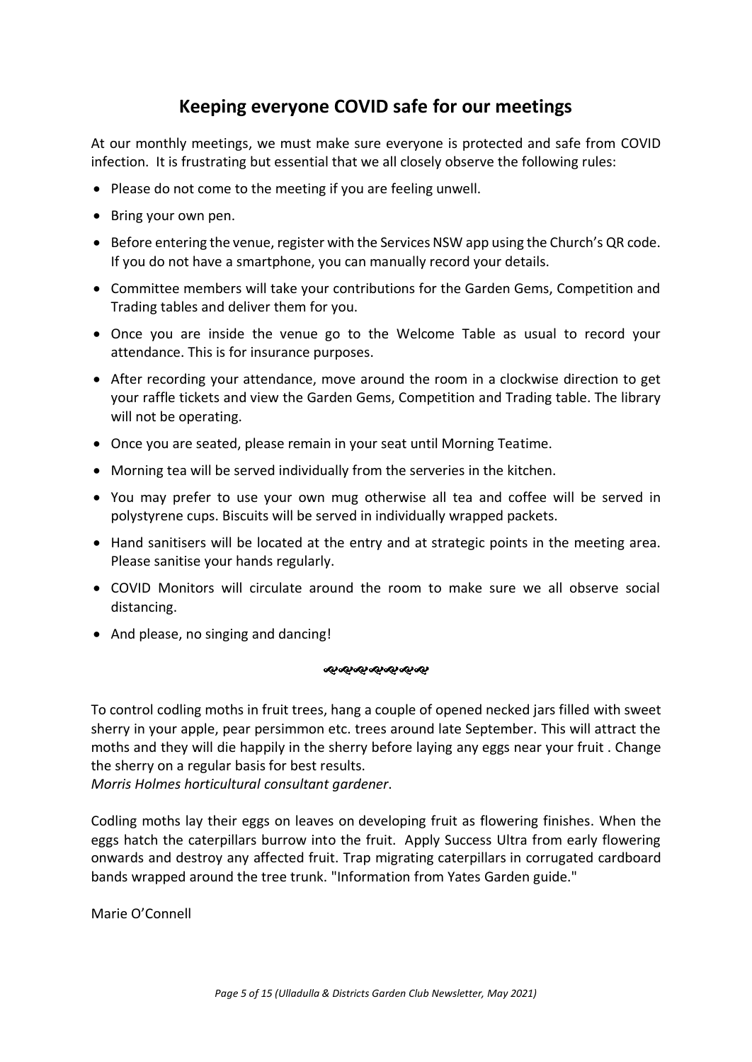## Keeping everyone COVID safe for our meetings

At our monthly meetings, we must make sure everyone is protected and safe from COVID infection. It is frustrating but essential that we all closely observe the following rules:

- Please do not come to the meeting if you are feeling unwell.
- Bring your own pen.
- Before entering the venue, register with the Services NSW app using the Church's QR code. If you do not have a smartphone, you can manually record your details.
- Committee members will take your contributions for the Garden Gems, Competition and Trading tables and deliver them for you.
- Once you are inside the venue go to the Welcome Table as usual to record your attendance. This is for insurance purposes.
- After recording your attendance, move around the room in a clockwise direction to get your raffle tickets and view the Garden Gems, Competition and Trading table. The library will not be operating.
- Once you are seated, please remain in your seat until Morning Teatime.
- Morning tea will be served individually from the serveries in the kitchen.
- You may prefer to use your own mug otherwise all tea and coffee will be served in polystyrene cups. Biscuits will be served in individually wrapped packets.
- Hand sanitisers will be located at the entry and at strategic points in the meeting area. Please sanitise your hands regularly.
- COVID Monitors will circulate around the room to make sure we all observe social distancing.
- And please, no singing and dancing!

ஃஃஃஃஃஃஃ

To control codling moths in fruit trees, hang a couple of opened necked jars filled with sweet sherry in your apple, pear persimmon etc. trees around late September. This will attract the moths and they will die happily in the sherry before laying any eggs near your fruit . Change the sherry on a regular basis for best results.
*Morris Holmes horticultural consultant gardener*.

Codling moths lay their eggs on leaves on developing fruit as flowering finishes. When the eggs hatch the caterpillars burrow into the fruit. Apply Success Ultra from early flowering onwards and destroy any affected fruit. Trap migrating caterpillars in corrugated cardboard bands wrapped around the tree trunk. "Information from Yates Garden guide."

Marie O'Connell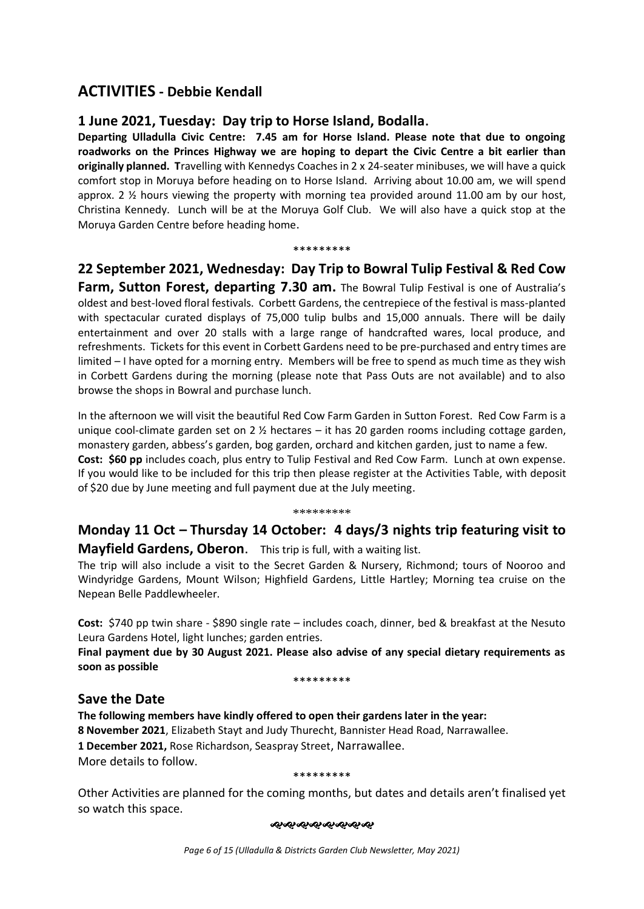## ACTIVITIES - Debbie Kendall

### 1 June 2021, Tuesday: Day trip to Horse Island, Bodalla.

**Departing Ulladulla Civic Centre: 7.45 am for Horse Island. Please note that due to ongoing roadworks on the Princes Highway we are hoping to depart the Civic Centre a bit earlier than originally planned. T**ravelling with Kennedys Coaches in 2 x 24-seater minibuses, we will have a quick comfort stop in Moruya before heading on to Horse Island. Arriving about 10.00 am, we will spend approx. 2 ½ hours viewing the property with morning tea provided around 11.00 am by our host, Christina Kennedy. Lunch will be at the Moruya Golf Club. We will also have a quick stop at the Moruya Garden Centre before heading home.

*********

### 22 September 2021, Wednesday: Day Trip to Bowral Tulip Festival & Red Cow Farm, Sutton Forest, departing 7.30 am.

The Bowral Tulip Festival is one of Australia's oldest and best-loved floral festivals. Corbett Gardens, the centrepiece of the festival is mass-planted with spectacular curated displays of 75,000 tulip bulbs and 15,000 annuals. There will be daily entertainment and over 20 stalls with a large range of handcrafted wares, local produce, and refreshments. Tickets for this event in Corbett Gardens need to be pre-purchased and entry times are limited – I have opted for a morning entry. Members will be free to spend as much time as they wish in Corbett Gardens during the morning (please note that Pass Outs are not available) and to also browse the shops in Bowral and purchase lunch.

In the afternoon we will visit the beautiful Red Cow Farm Garden in Sutton Forest. Red Cow Farm is a unique cool-climate garden set on 2 ½ hectares – it has 20 garden rooms including cottage garden, monastery garden, abbess's garden, bog garden, orchard and kitchen garden, just to name a few.
**Cost: $60 pp** includes coach, plus entry to Tulip Festival and Red Cow Farm. Lunch at own expense. If you would like to be included for this trip then please register at the Activities Table, with deposit of $20 due by June meeting and full payment due at the July meeting.

*********

### Monday 11 Oct – Thursday 14 October: 4 days/3 nights trip featuring visit to Mayfield Gardens, Oberon.

This trip is full, with a waiting list.

The trip will also include a visit to the Secret Garden & Nursery, Richmond; tours of Nooroo and Windyridge Gardens, Mount Wilson; Highfield Gardens, Little Hartley; Morning tea cruise on the Nepean Belle Paddlewheeler.

**Cost:** $740 pp twin share - $890 single rate – includes coach, dinner, bed & breakfast at the Nesuto Leura Gardens Hotel, light lunches; garden entries.

**Final payment due by 30 August 2021. Please also advise of any special dietary requirements as soon as possible**

*********

### Save the Date

**The following members have kindly offered to open their gardens later in the year:**
**8 November 2021**, Elizabeth Stayt and Judy Thurecht, Bannister Head Road, Narrawallee.
**1 December 2021,** Rose Richardson, Seaspray Street, Narrawallee.
More details to follow.

*********

Other Activities are planned for the coming months, but dates and details aren't finalised yet so watch this space.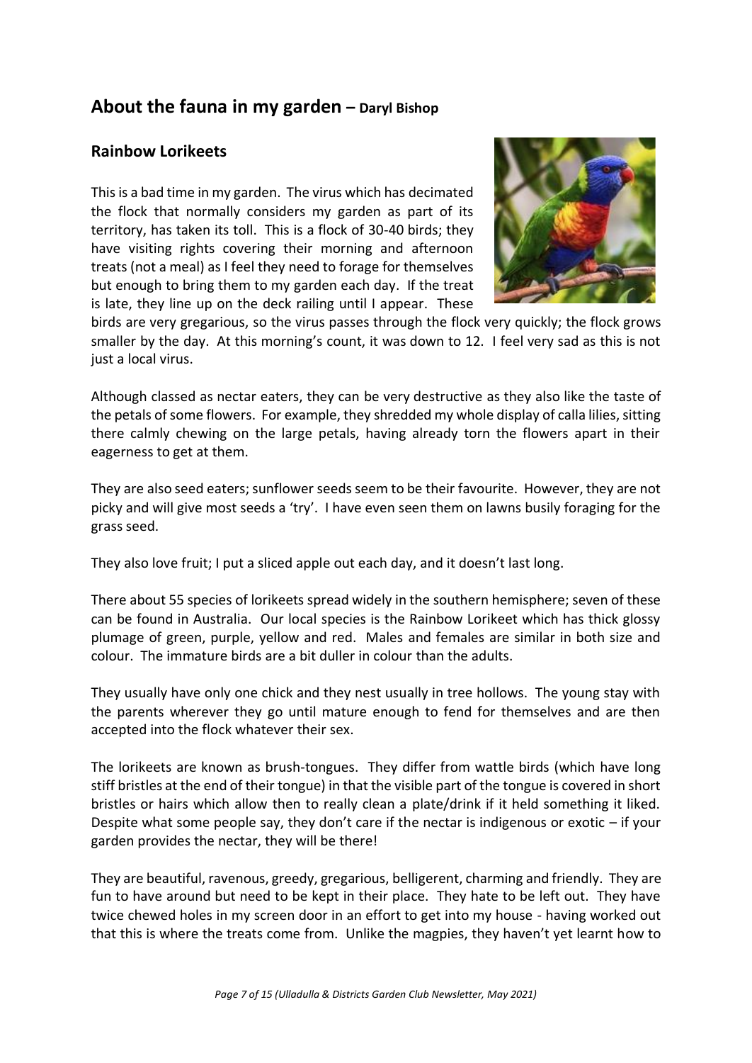## About the fauna in my garden – Daryl Bishop

### Rainbow Lorikeets

This is a bad time in my garden. The virus which has decimated the flock that normally considers my garden as part of its territory, has taken its toll. This is a flock of 30-40 birds; they have visiting rights covering their morning and afternoon treats (not a meal) as I feel they need to forage for themselves but enough to bring them to my garden each day. If the treat is late, they line up on the deck railing until I appear. These birds are very gregarious, so the virus passes through the flock very quickly; the flock grows smaller by the day. At this morning's count, it was down to 12. I feel very sad as this is not just a local virus.

Although classed as nectar eaters, they can be very destructive as they also like the taste of the petals of some flowers. For example, they shredded my whole display of calla lilies, sitting there calmly chewing on the large petals, having already torn the flowers apart in their eagerness to get at them.

They are also seed eaters; sunflower seeds seem to be their favourite. However, they are not picky and will give most seeds a 'try'. I have even seen them on lawns busily foraging for the grass seed.

They also love fruit; I put a sliced apple out each day, and it doesn't last long.

There about 55 species of lorikeets spread widely in the southern hemisphere; seven of these can be found in Australia. Our local species is the Rainbow Lorikeet which has thick glossy plumage of green, purple, yellow and red. Males and females are similar in both size and colour. The immature birds are a bit duller in colour than the adults.

They usually have only one chick and they nest usually in tree hollows. The young stay with the parents wherever they go until mature enough to fend for themselves and are then accepted into the flock whatever their sex.

The lorikeets are known as brush-tongues. They differ from wattle birds (which have long stiff bristles at the end of their tongue) in that the visible part of the tongue is covered in short bristles or hairs which allow then to really clean a plate/drink if it held something it liked. Despite what some people say, they don't care if the nectar is indigenous or exotic – if your garden provides the nectar, they will be there!

They are beautiful, ravenous, greedy, gregarious, belligerent, charming and friendly. They are fun to have around but need to be kept in their place. They hate to be left out. They have twice chewed holes in my screen door in an effort to get into my house - having worked out that this is where the treats come from. Unlike the magpies, they haven't yet learnt how to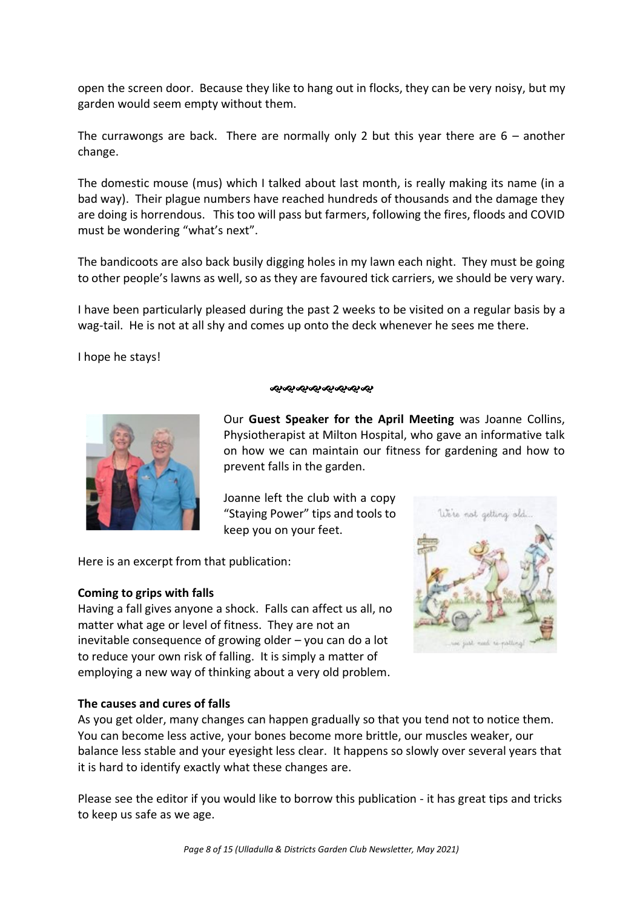open the screen door. Because they like to hang out in flocks, they can be very noisy, but my garden would seem empty without them.

The currawongs are back. There are normally only 2 but this year there are 6 – another change.

The domestic mouse (mus) which I talked about last month, is really making its name (in a bad way). Their plague numbers have reached hundreds of thousands and the damage they are doing is horrendous. This too will pass but farmers, following the fires, floods and COVID must be wondering "what's next".

The bandicoots are also back busily digging holes in my lawn each night. They must be going to other people's lawns as well, so as they are favoured tick carriers, we should be very wary.

I have been particularly pleased during the past 2 weeks to be visited on a regular basis by a wag-tail. He is not at all shy and comes up onto the deck whenever he sees me there.

I hope he stays!

Our **Guest Speaker for the April Meeting** was Joanne Collins, Physiotherapist at Milton Hospital, who gave an informative talk on how we can maintain our fitness for gardening and how to prevent falls in the garden.

Joanne left the club with a copy "Staying Power" tips and tools to keep you on your feet.

Here is an excerpt from that publication:

**Coming to grips with falls**
Having a fall gives anyone a shock. Falls can affect us all, no matter what age or level of fitness. They are not an inevitable consequence of growing older – you can do a lot to reduce your own risk of falling. It is simply a matter of employing a new way of thinking about a very old problem.

**The causes and cures of falls**
As you get older, many changes can happen gradually so that you tend not to notice them. You can become less active, your bones become more brittle, our muscles weaker, our balance less stable and your eyesight less clear. It happens so slowly over several years that it is hard to identify exactly what these changes are.

Please see the editor if you would like to borrow this publication - it has great tips and tricks to keep us safe as we age.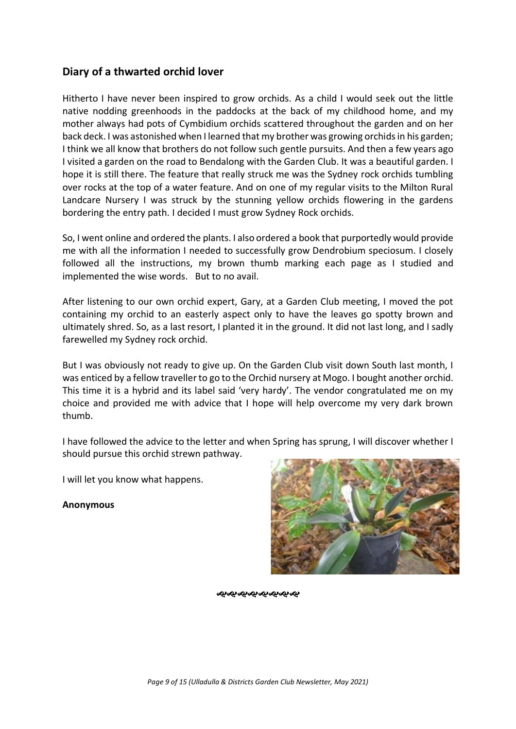## Diary of a thwarted orchid lover

Hitherto I have never been inspired to grow orchids. As a child I would seek out the little native nodding greenhoods in the paddocks at the back of my childhood home, and my mother always had pots of Cymbidium orchids scattered throughout the garden and on her back deck. I was astonished when I learned that my brother was growing orchids in his garden; I think we all know that brothers do not follow such gentle pursuits. And then a few years ago I visited a garden on the road to Bendalong with the Garden Club. It was a beautiful garden. I hope it is still there. The feature that really struck me was the Sydney rock orchids tumbling over rocks at the top of a water feature. And on one of my regular visits to the Milton Rural Landcare Nursery I was struck by the stunning yellow orchids flowering in the gardens bordering the entry path. I decided I must grow Sydney Rock orchids.

So, I went online and ordered the plants. I also ordered a book that purportedly would provide me with all the information I needed to successfully grow Dendrobium speciosum. I closely followed all the instructions, my brown thumb marking each page as I studied and implemented the wise words. But to no avail.

After listening to our own orchid expert, Gary, at a Garden Club meeting, I moved the pot containing my orchid to an easterly aspect only to have the leaves go spotty brown and ultimately shred. So, as a last resort, I planted it in the ground. It did not last long, and I sadly farewelled my Sydney rock orchid.

But I was obviously not ready to give up. On the Garden Club visit down South last month, I was enticed by a fellow traveller to go to the Orchid nursery at Mogo. I bought another orchid. This time it is a hybrid and its label said 'very hardy'. The vendor congratulated me on my choice and provided me with advice that I hope will help overcome my very dark brown thumb.

I have followed the advice to the letter and when Spring has sprung, I will discover whether I should pursue this orchid strewn pathway.

I will let you know what happens.

**Anonymous**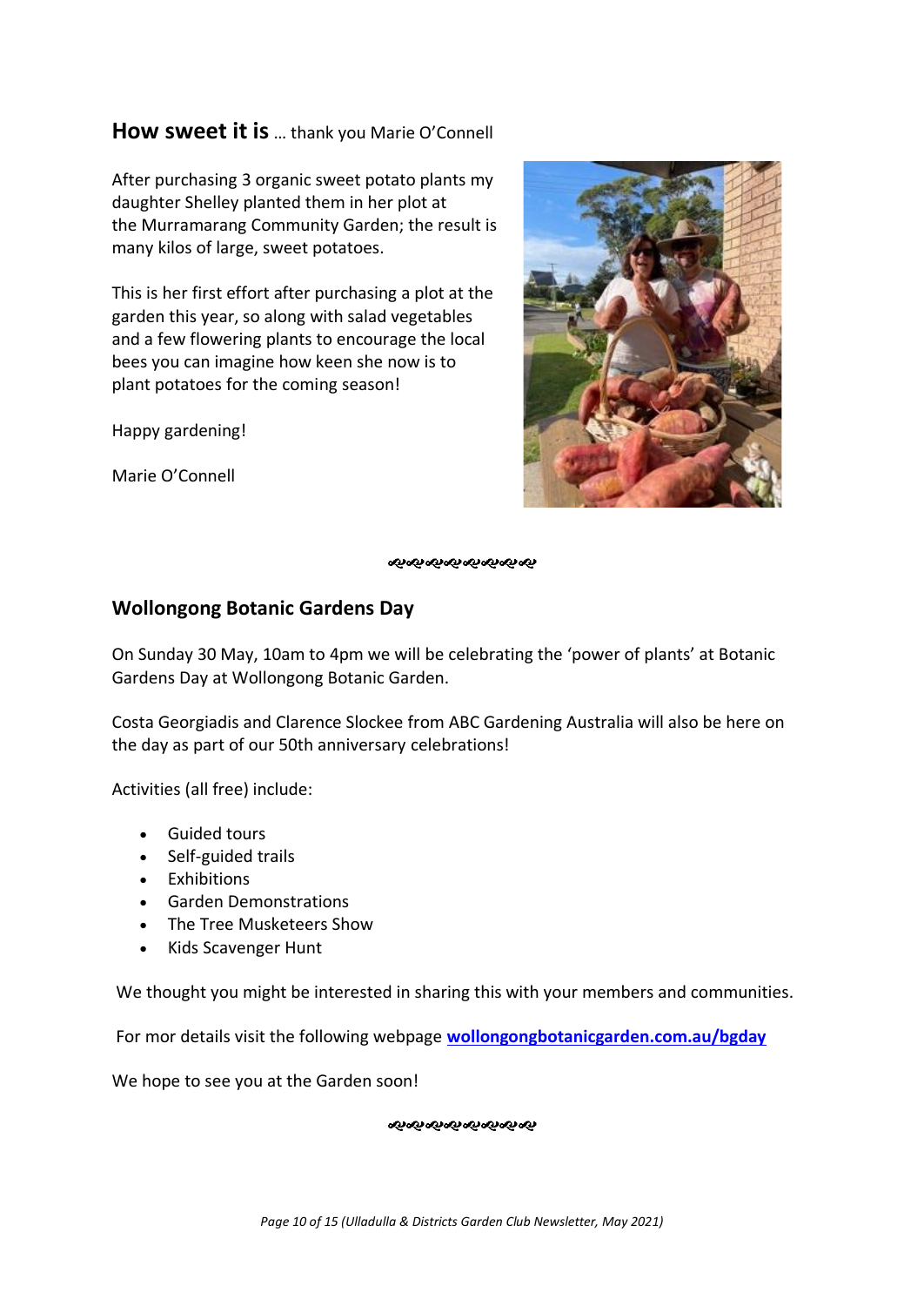## **How sweet it is** … thank you Marie O'Connell

After purchasing 3 organic sweet potato plants my daughter Shelley planted them in her plot at the Murramarang Community Garden; the result is many kilos of large, sweet potatoes.

This is her first effort after purchasing a plot at the garden this year, so along with salad vegetables and a few flowering plants to encourage the local bees you can imagine how keen she now is to plant potatoes for the coming season!

Happy gardening!

Marie O'Connell

## Wollongong Botanic Gardens Day

On Sunday 30 May, 10am to 4pm we will be celebrating the 'power of plants' at Botanic Gardens Day at Wollongong Botanic Garden.

Costa Georgiadis and Clarence Slockee from ABC Gardening Australia will also be here on the day as part of our 50th anniversary celebrations!

Activities (all free) include:

- Guided tours
- Self-guided trails
- Exhibitions
- Garden Demonstrations
- The Tree Musketeers Show
- Kids Scavenger Hunt

We thought you might be interested in sharing this with your members and communities.

For mor details visit the following webpage **wollongongbotanicgarden.com.au/bgday**

We hope to see you at the Garden soon!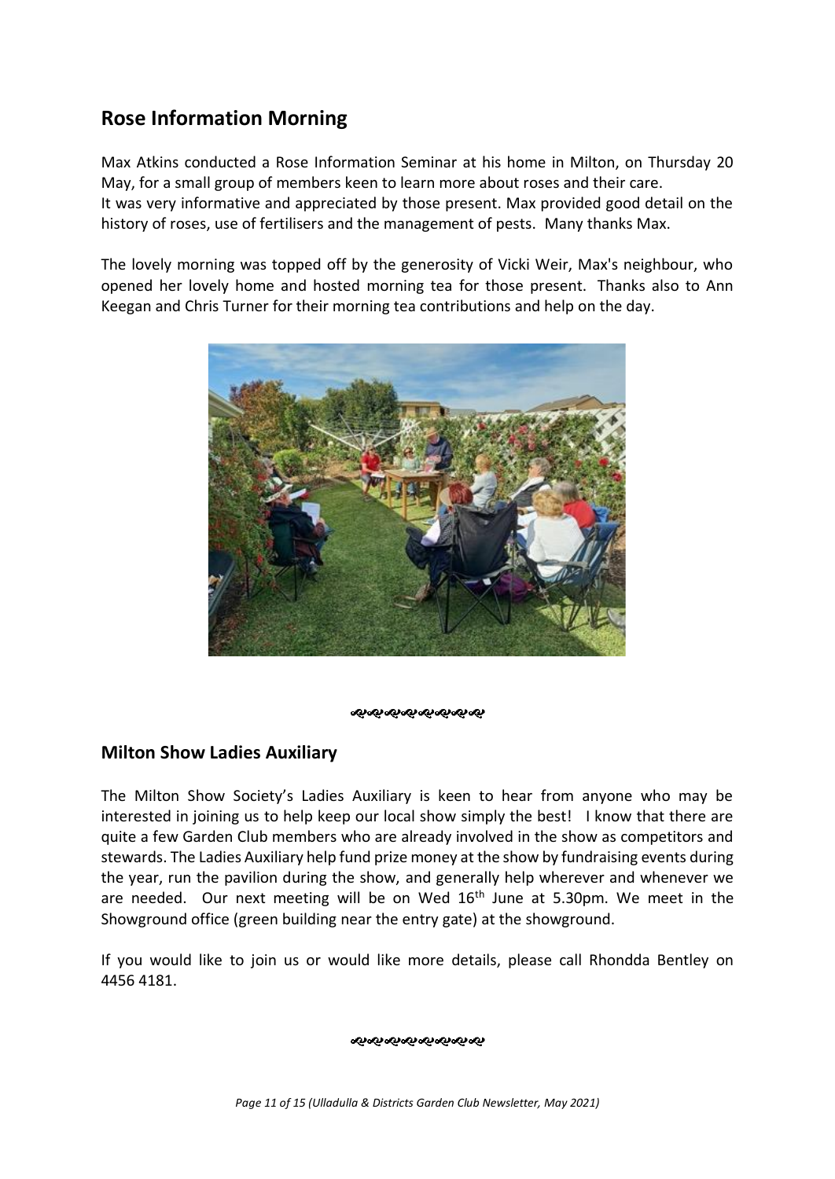## Rose Information Morning

Max Atkins conducted a Rose Information Seminar at his home in Milton, on Thursday 20 May, for a small group of members keen to learn more about roses and their care.
It was very informative and appreciated by those present. Max provided good detail on the history of roses, use of fertilisers and the management of pests. Many thanks Max.

The lovely morning was topped off by the generosity of Vicki Weir, Max's neighbour, who opened her lovely home and hosted morning tea for those present. Thanks also to Ann Keegan and Chris Turner for their morning tea contributions and help on the day.

## Milton Show Ladies Auxiliary

The Milton Show Society's Ladies Auxiliary is keen to hear from anyone who may be interested in joining us to help keep our local show simply the best! I know that there are quite a few Garden Club members who are already involved in the show as competitors and stewards. The Ladies Auxiliary help fund prize money at the show by fundraising events during the year, run the pavilion during the show, and generally help wherever and whenever we are needed. Our next meeting will be on Wed 16th June at 5.30pm. We meet in the Showground office (green building near the entry gate) at the showground.

If you would like to join us or would like more details, please call Rhondda Bentley on 4456 4181.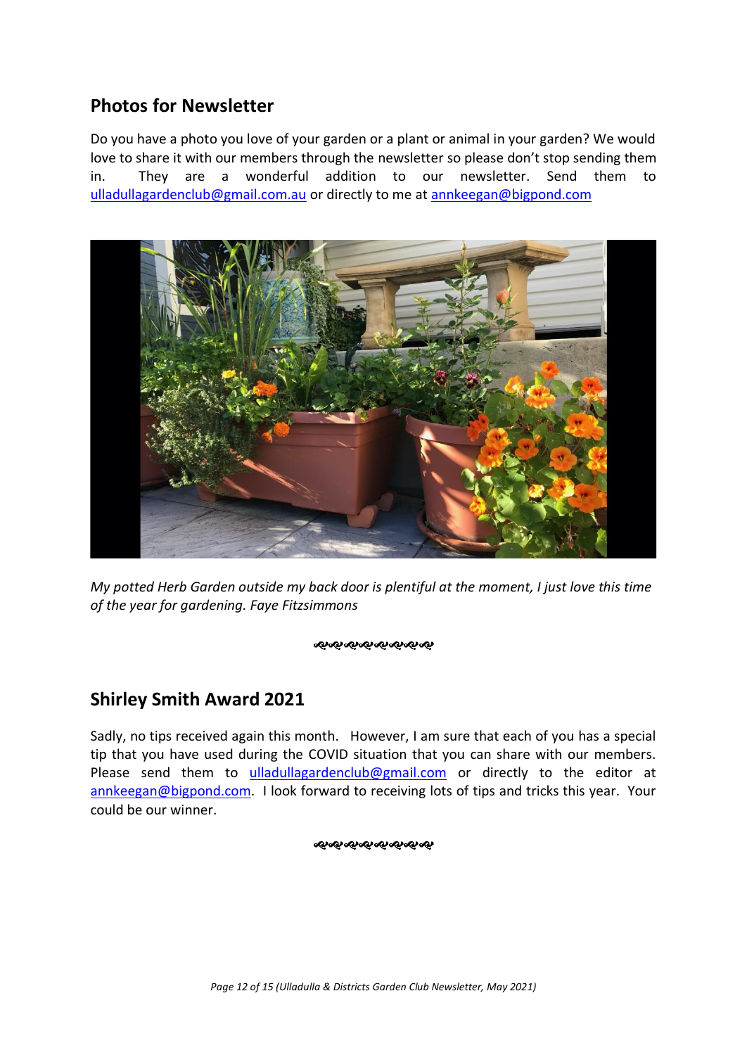## Photos for Newsletter

Do you have a photo you love of your garden or a plant or animal in your garden? We would love to share it with our members through the newsletter so please don't stop sending them in. They are a wonderful addition to our newsletter. Send them to ulladullagardenclub@gmail.com.au or directly to me at annkeegan@bigpond.com

*My potted Herb Garden outside my back door is plentiful at the moment, I just love this time of the year for gardening. Faye Fitzsimmons*

## Shirley Smith Award 2021

Sadly, no tips received again this month. However, I am sure that each of you has a special tip that you have used during the COVID situation that you can share with our members. Please send them to ulladullagardenclub@gmail.com or directly to the editor at annkeegan@bigpond.com. I look forward to receiving lots of tips and tricks this year. Your could be our winner.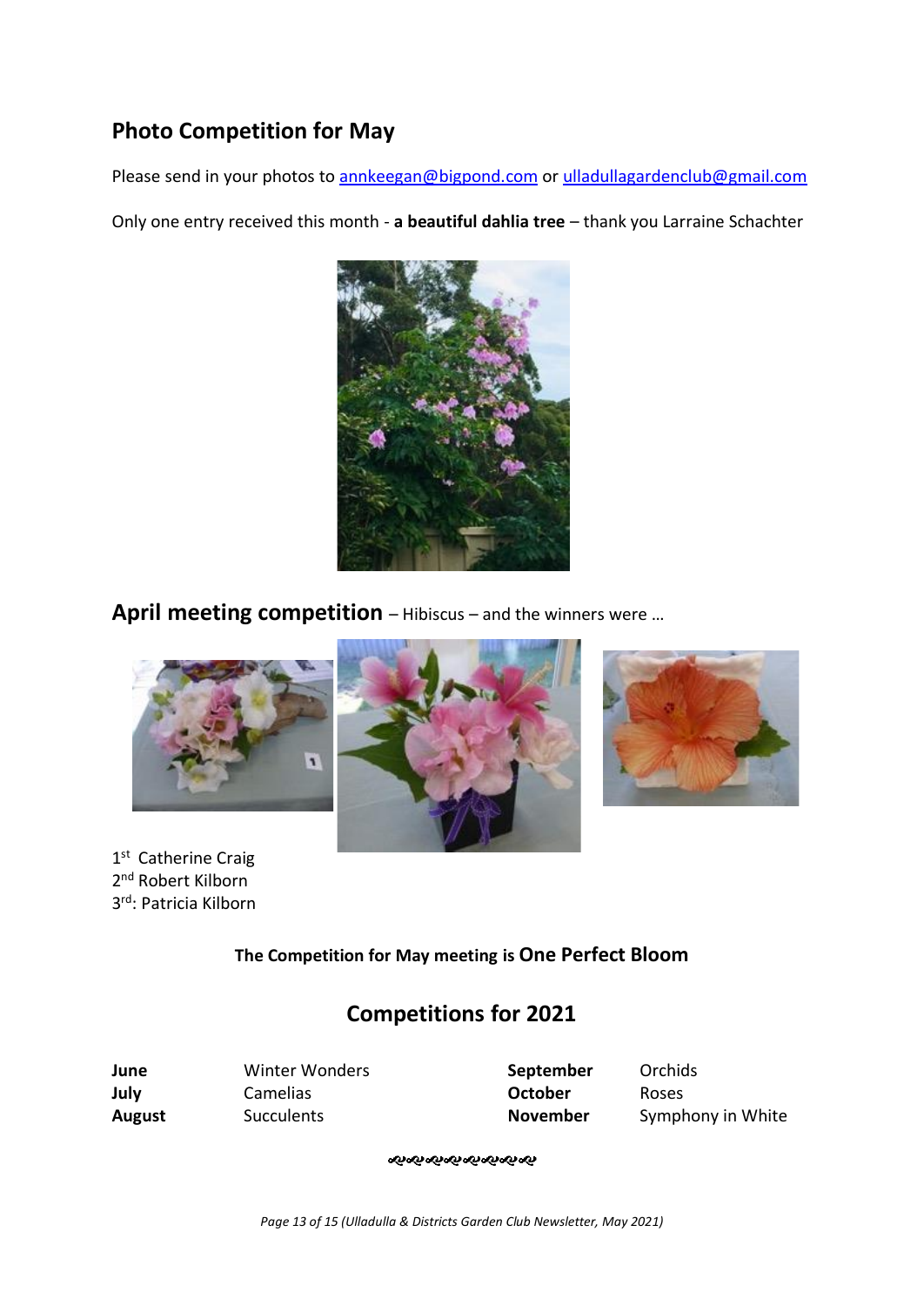## Photo Competition for May

Please send in your photos to annkeegan@bigpond.com or ulladullagardenclub@gmail.com

Only one entry received this month - **a beautiful dahlia tree** – thank you Larraine Schachter

## April meeting competition – Hibiscus – and the winners were …

1st Catherine Craig
2nd Robert Kilborn
3rd: Patricia Kilborn

**The Competition for May meeting is One Perfect Bloom**

## Competitions for 2021

| | | | |
|---|---|---|---|
| **June** | Winter Wonders | **September** | Orchids |
| **July** | Camelias | **October** | Roses |
| **August** | Succulents | **November** | Symphony in White |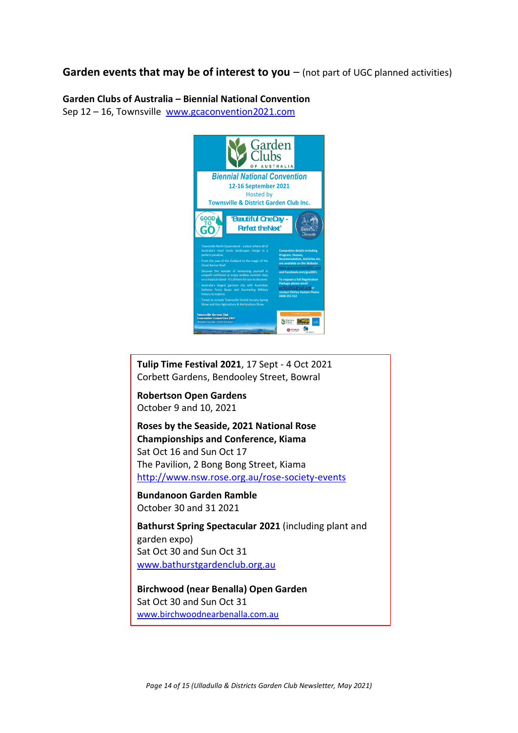**Garden events that may be of interest to you** – (not part of UGC planned activities)

**Garden Clubs of Australia – Biennial National Convention**
Sep 12 – 16, Townsville [www.gcaconvention2021.com](http://www.gcaconvention2021.com)

Garden Clubs OF AUSTRALIA

*Biennial National Convention*
12-16 September 2021
Hosted by
Townsville & District Garden Club Inc.

GOOD TO GO

'Beautiful One Day - Perfect the Next'

**Tulip Time Festival 2021**, 17 Sept - 4 Oct 2021
Corbett Gardens, Bendooley Street, Bowral

**Robertson Open Gardens**
October 9 and 10, 2021

**Roses by the Seaside, 2021 National Rose Championships and Conference, Kiama**
Sat Oct 16 and Sun Oct 17
The Pavilion, 2 Bong Bong Street, Kiama
[http://www.nsw.rose.org.au/rose-society-events](http://www.nsw.rose.org.au/rose-society-events)

**Bundanoon Garden Ramble**
October 30 and 31 2021

**Bathurst Spring Spectacular 2021** (including plant and garden expo)
Sat Oct 30 and Sun Oct 31
[www.bathurstgardenclub.org.au](http://www.bathurstgardenclub.org.au)

**Birchwood (near Benalla) Open Garden**
Sat Oct 30 and Sun Oct 31
[www.birchwoodnearbenalla.com.au](http://www.birchwoodnearbenalla.com.au)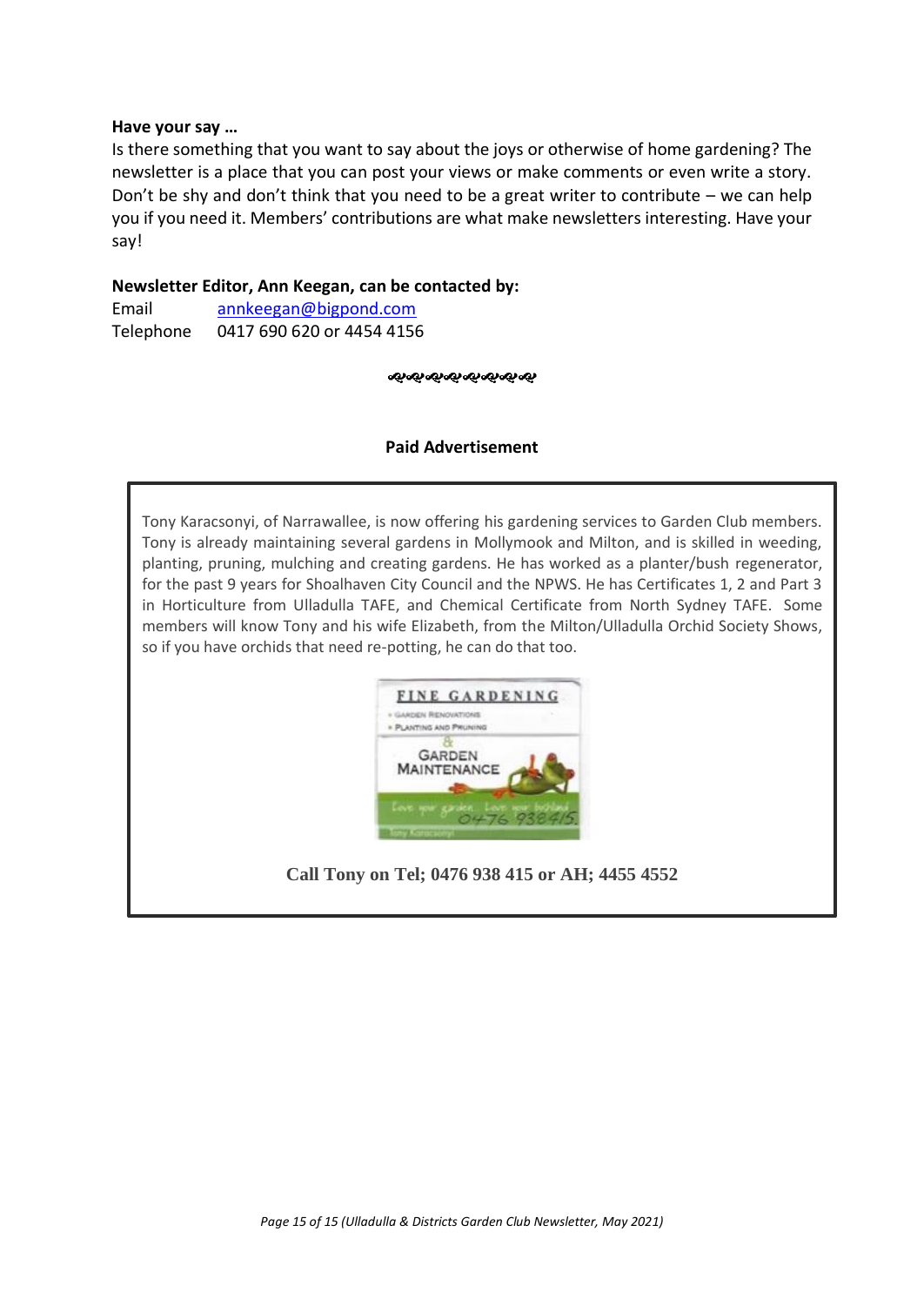**Have your say …**

Is there something that you want to say about the joys or otherwise of home gardening? The newsletter is a place that you can post your views or make comments or even write a story. Don't be shy and don't think that you need to be a great writer to contribute – we can help you if you need it. Members' contributions are what make newsletters interesting. Have your say!

**Newsletter Editor, Ann Keegan, can be contacted by:**

Email annkeegan@bigpond.com
Telephone 0417 690 620 or 4454 4156

**Paid Advertisement**

Tony Karacsonyi, of Narrawallee, is now offering his gardening services to Garden Club members. Tony is already maintaining several gardens in Mollymook and Milton, and is skilled in weeding, planting, pruning, mulching and creating gardens. He has worked as a planter/bush regenerator, for the past 9 years for Shoalhaven City Council and the NPWS. He has Certificates 1, 2 and Part 3 in Horticulture from Ulladulla TAFE, and Chemical Certificate from North Sydney TAFE. Some members will know Tony and his wife Elizabeth, from the Milton/Ulladulla Orchid Society Shows, so if you have orchids that need re-potting, he can do that too.

FINE GARDENING
- GARDEN RENOVATIONS
- PLANTING AND PRUNING

& GARDEN MAINTENANCE

Love your garden. Love your backyard 0476 938415
Tony Karacsonyi

**Call Tony on Tel; 0476 938 415 or AH; 4455 4552**